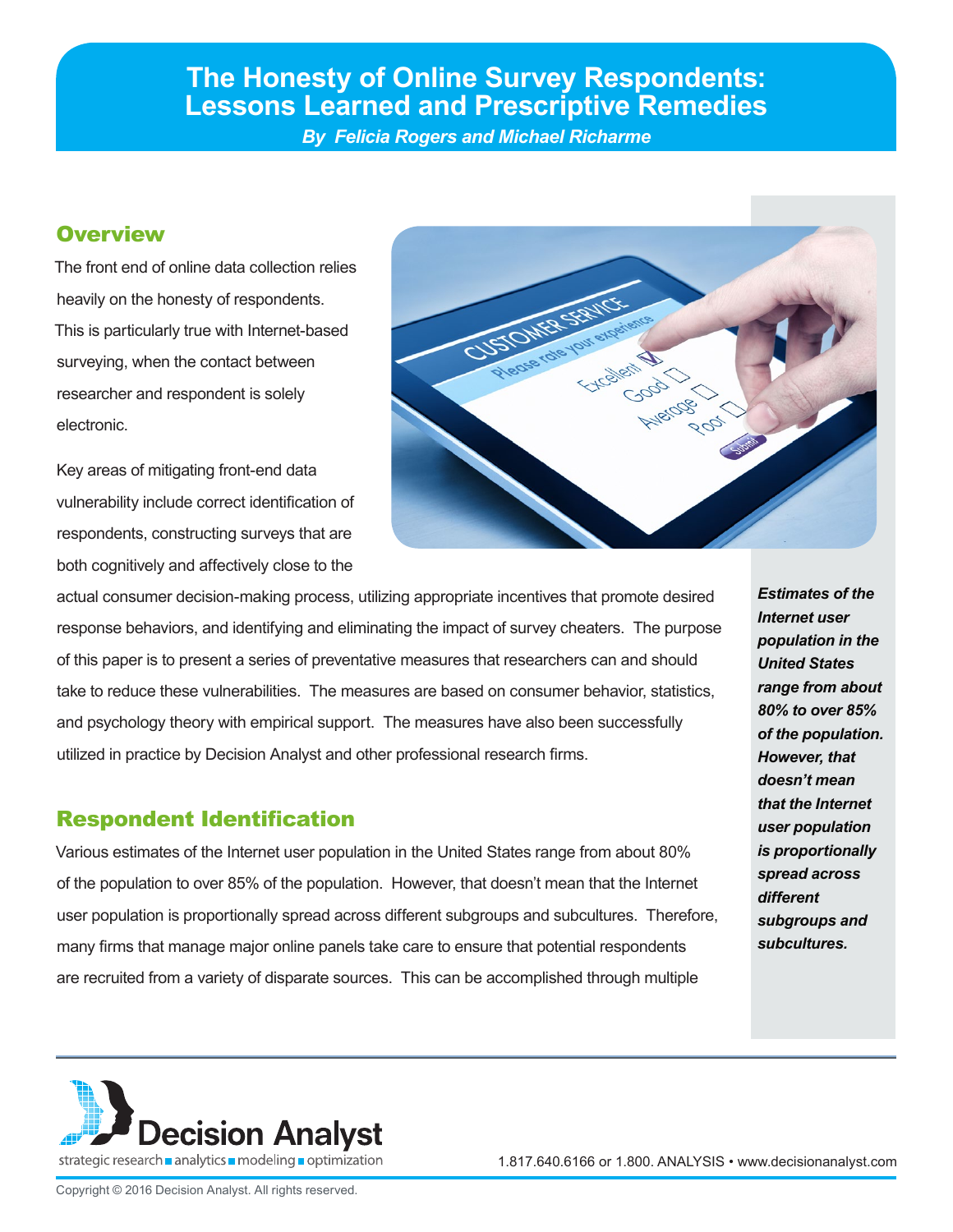# The Honesty of Online Survey Respondents: Lessons Learned and Prescriptive Remedies

*By Felicia Rogers and Michael Richarme*

## Overview

The front end of online data collection relies heavily on the honesty of respondents. This is particularly true with Internet-based surveying, when the contact between researcher and respondent is solely electronic.

Key areas of mitigating front-end data vulnerability include correct identification of respondents, constructing surveys that are both cognitively and affectively close to the actual consumer decision-making process, utilizing appropriate incentives that promote desired response behaviors, and identifying and eliminating the impact of survey cheaters. The purpose of this paper is to present a series of preventative measures that researchers can and should take to reduce these vulnerabilities. The measures are based on consumer behavior, statistics, and psychology theory with empirical support. The measures have also been successfully utilized in practice by Decision Analyst and other professional research firms.

## Respondent Identification

Various estimates of the Internet user population in the United States range from about 80% of the population to over 85% of the population. However, that doesn't mean that the Internet user population is proportionally spread across different subgroups and subcultures. Therefore, many firms that manage major online panels take care to ensure that potential respondents are recruited from a variety of disparate sources. This can be accomplished through multiple

***Estimates of the Internet user population in the United States range from about 80% to over 85% of the population. However, that doesn't mean that the Internet user population is proportionally spread across different subgroups and subcultures.***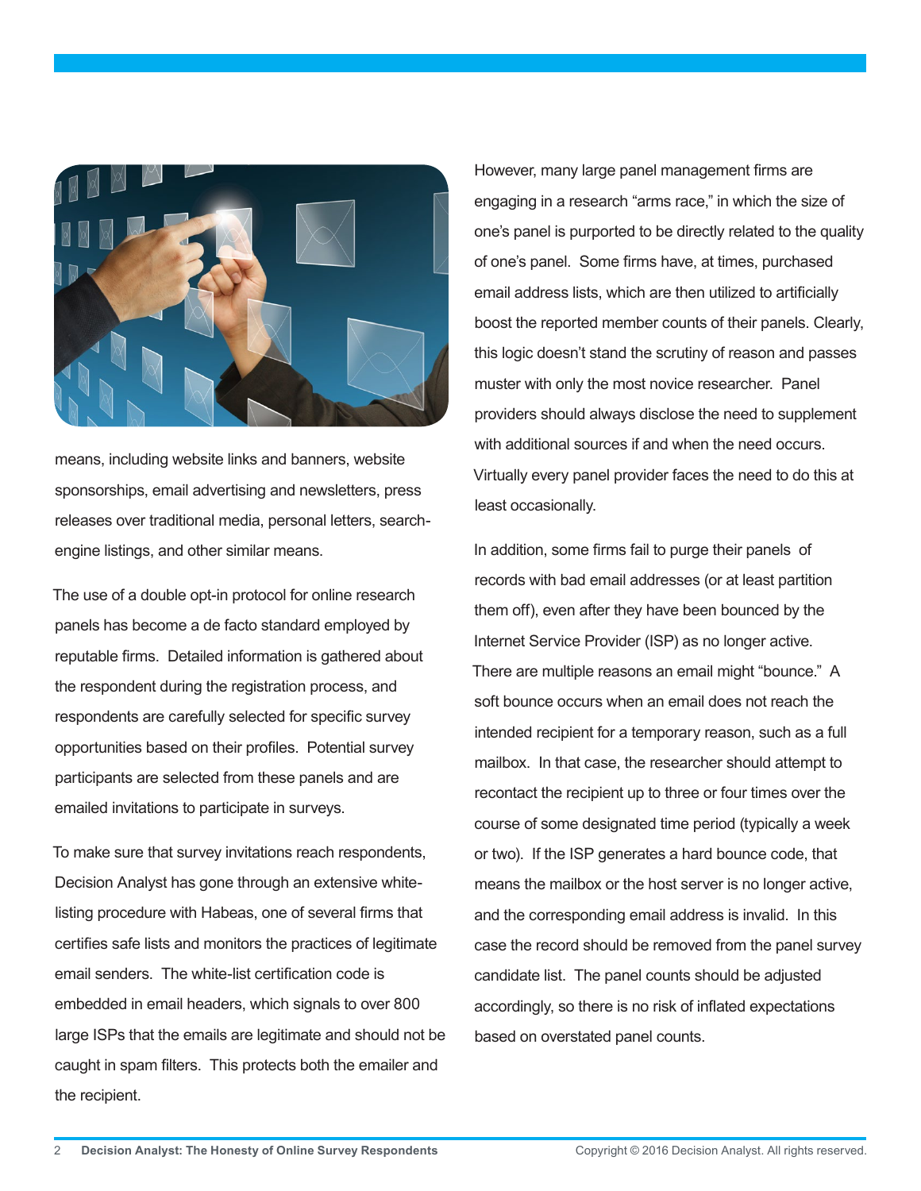means, including website links and banners, website sponsorships, email advertising and newsletters, press releases over traditional media, personal letters, search-engine listings, and other similar means.

The use of a double opt-in protocol for online research panels has become a de facto standard employed by reputable firms. Detailed information is gathered about the respondent during the registration process, and respondents are carefully selected for specific survey opportunities based on their profiles. Potential survey participants are selected from these panels and are emailed invitations to participate in surveys.

To make sure that survey invitations reach respondents, Decision Analyst has gone through an extensive white-listing procedure with Habeas, one of several firms that certifies safe lists and monitors the practices of legitimate email senders. The white-list certification code is embedded in email headers, which signals to over 800 large ISPs that the emails are legitimate and should not be caught in spam filters. This protects both the emailer and the recipient.

However, many large panel management firms are engaging in a research "arms race," in which the size of one's panel is purported to be directly related to the quality of one's panel. Some firms have, at times, purchased email address lists, which are then utilized to artificially boost the reported member counts of their panels. Clearly, this logic doesn't stand the scrutiny of reason and passes muster with only the most novice researcher. Panel providers should always disclose the need to supplement with additional sources if and when the need occurs. Virtually every panel provider faces the need to do this at least occasionally.

In addition, some firms fail to purge their panels of records with bad email addresses (or at least partition them off), even after they have been bounced by the Internet Service Provider (ISP) as no longer active. There are multiple reasons an email might "bounce." A soft bounce occurs when an email does not reach the intended recipient for a temporary reason, such as a full mailbox. In that case, the researcher should attempt to recontact the recipient up to three or four times over the course of some designated time period (typically a week or two). If the ISP generates a hard bounce code, that means the mailbox or the host server is no longer active, and the corresponding email address is invalid. In this case the record should be removed from the panel survey candidate list. The panel counts should be adjusted accordingly, so there is no risk of inflated expectations based on overstated panel counts.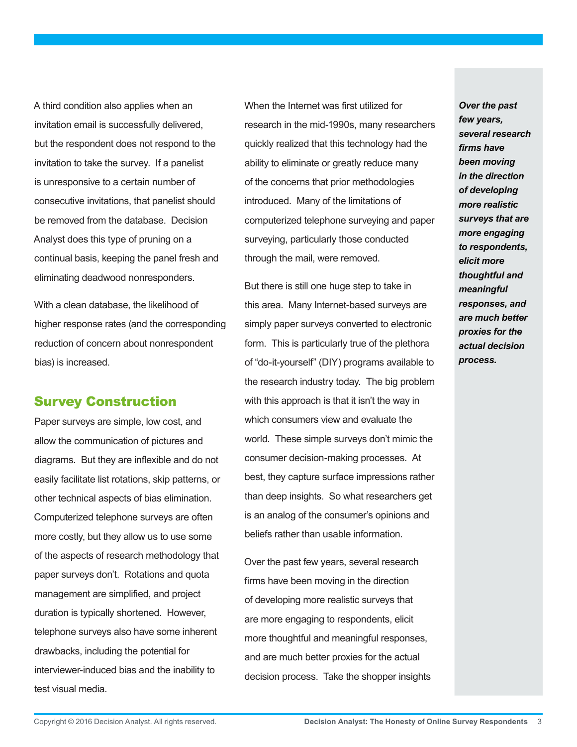A third condition also applies when an invitation email is successfully delivered, but the respondent does not respond to the invitation to take the survey. If a panelist is unresponsive to a certain number of consecutive invitations, that panelist should be removed from the database. Decision Analyst does this type of pruning on a continual basis, keeping the panel fresh and eliminating deadwood nonresponders.

With a clean database, the likelihood of higher response rates (and the corresponding reduction of concern about nonrespondent bias) is increased.

## Survey Construction

Paper surveys are simple, low cost, and allow the communication of pictures and diagrams. But they are inflexible and do not easily facilitate list rotations, skip patterns, or other technical aspects of bias elimination. Computerized telephone surveys are often more costly, but they allow us to use some of the aspects of research methodology that paper surveys don't. Rotations and quota management are simplified, and project duration is typically shortened. However, telephone surveys also have some inherent drawbacks, including the potential for interviewer-induced bias and the inability to test visual media.

When the Internet was first utilized for research in the mid-1990s, many researchers quickly realized that this technology had the ability to eliminate or greatly reduce many of the concerns that prior methodologies introduced. Many of the limitations of computerized telephone surveying and paper surveying, particularly those conducted through the mail, were removed.

But there is still one huge step to take in this area. Many Internet-based surveys are simply paper surveys converted to electronic form. This is particularly true of the plethora of "do-it-yourself" (DIY) programs available to the research industry today. The big problem with this approach is that it isn't the way in which consumers view and evaluate the world. These simple surveys don't mimic the consumer decision-making processes. At best, they capture surface impressions rather than deep insights. So what researchers get is an analog of the consumer's opinions and beliefs rather than usable information.

Over the past few years, several research firms have been moving in the direction of developing more realistic surveys that are more engaging to respondents, elicit more thoughtful and meaningful responses, and are much better proxies for the actual decision process. Take the shopper insights

***Over the past few years, several research firms have been moving in the direction of developing more realistic surveys that are more engaging to respondents, elicit more thoughtful and meaningful responses, and are much better proxies for the actual decision process.***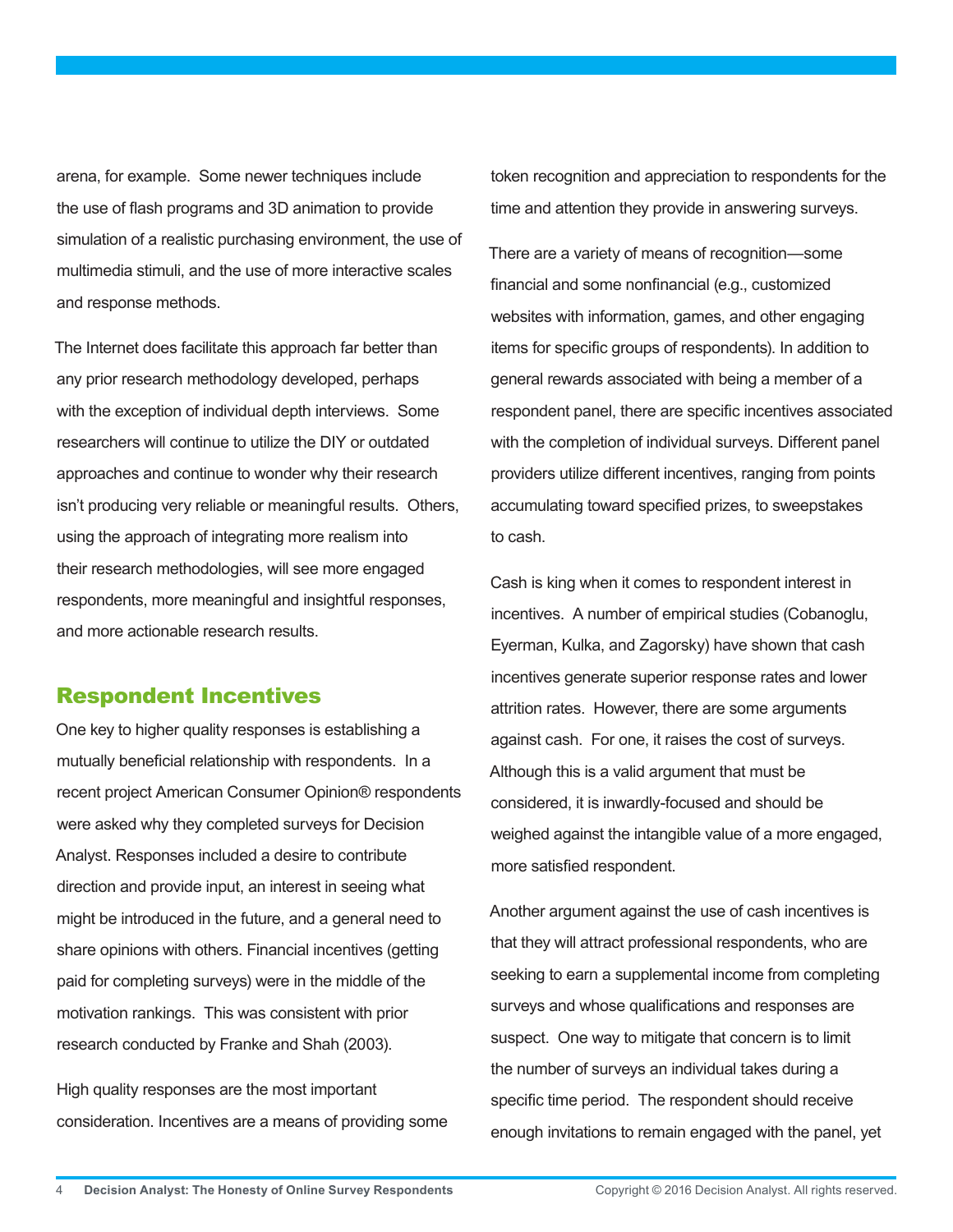arena, for example. Some newer techniques include the use of flash programs and 3D animation to provide simulation of a realistic purchasing environment, the use of multimedia stimuli, and the use of more interactive scales and response methods.

The Internet does facilitate this approach far better than any prior research methodology developed, perhaps with the exception of individual depth interviews. Some researchers will continue to utilize the DIY or outdated approaches and continue to wonder why their research isn't producing very reliable or meaningful results. Others, using the approach of integrating more realism into their research methodologies, will see more engaged respondents, more meaningful and insightful responses, and more actionable research results.

## Respondent Incentives

One key to higher quality responses is establishing a mutually beneficial relationship with respondents. In a recent project American Consumer Opinion® respondents were asked why they completed surveys for Decision Analyst. Responses included a desire to contribute direction and provide input, an interest in seeing what might be introduced in the future, and a general need to share opinions with others. Financial incentives (getting paid for completing surveys) were in the middle of the motivation rankings. This was consistent with prior research conducted by Franke and Shah (2003).

High quality responses are the most important consideration. Incentives are a means of providing some token recognition and appreciation to respondents for the time and attention they provide in answering surveys.

There are a variety of means of recognition—some financial and some nonfinancial (e.g., customized websites with information, games, and other engaging items for specific groups of respondents). In addition to general rewards associated with being a member of a respondent panel, there are specific incentives associated with the completion of individual surveys. Different panel providers utilize different incentives, ranging from points accumulating toward specified prizes, to sweepstakes to cash.

Cash is king when it comes to respondent interest in incentives. A number of empirical studies (Cobanoglu, Eyerman, Kulka, and Zagorsky) have shown that cash incentives generate superior response rates and lower attrition rates. However, there are some arguments against cash. For one, it raises the cost of surveys. Although this is a valid argument that must be considered, it is inwardly-focused and should be weighed against the intangible value of a more engaged, more satisfied respondent.

Another argument against the use of cash incentives is that they will attract professional respondents, who are seeking to earn a supplemental income from completing surveys and whose qualifications and responses are suspect. One way to mitigate that concern is to limit the number of surveys an individual takes during a specific time period. The respondent should receive enough invitations to remain engaged with the panel, yet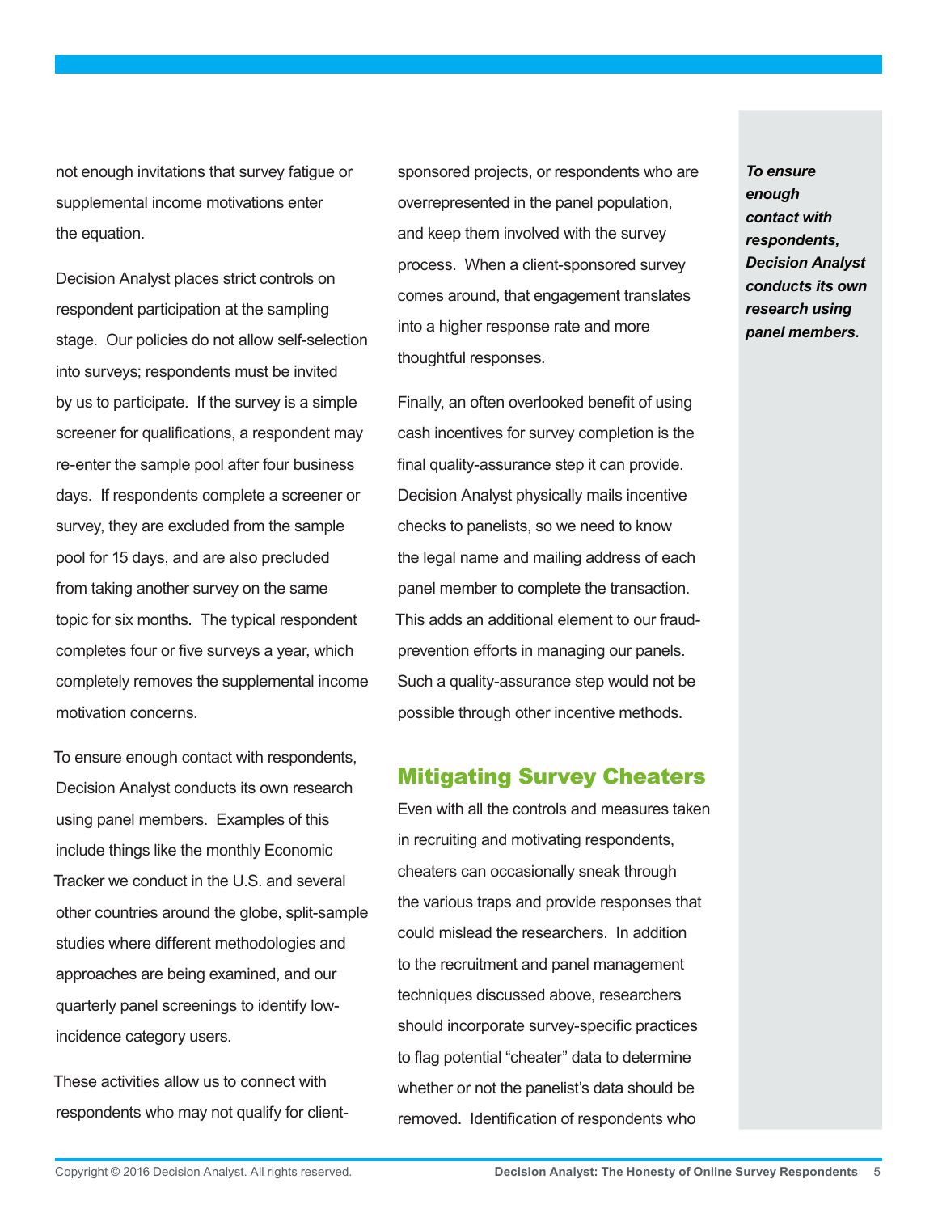not enough invitations that survey fatigue or supplemental income motivations enter the equation.

Decision Analyst places strict controls on respondent participation at the sampling stage. Our policies do not allow self-selection into surveys; respondents must be invited by us to participate. If the survey is a simple screener for qualifications, a respondent may re-enter the sample pool after four business days. If respondents complete a screener or survey, they are excluded from the sample pool for 15 days, and are also precluded from taking another survey on the same topic for six months. The typical respondent completes four or five surveys a year, which completely removes the supplemental income motivation concerns.

To ensure enough contact with respondents, Decision Analyst conducts its own research using panel members. Examples of this include things like the monthly Economic Tracker we conduct in the U.S. and several other countries around the globe, split-sample studies where different methodologies and approaches are being examined, and our quarterly panel screenings to identify low-incidence category users.

These activities allow us to connect with respondents who may not qualify for client-sponsored projects, or respondents who are overrepresented in the panel population, and keep them involved with the survey process. When a client-sponsored survey comes around, that engagement translates into a higher response rate and more thoughtful responses.

Finally, an often overlooked benefit of using cash incentives for survey completion is the final quality-assurance step it can provide. Decision Analyst physically mails incentive checks to panelists, so we need to know the legal name and mailing address of each panel member to complete the transaction. This adds an additional element to our fraud-prevention efforts in managing our panels. Such a quality-assurance step would not be possible through other incentive methods.

## Mitigating Survey Cheaters

Even with all the controls and measures taken in recruiting and motivating respondents, cheaters can occasionally sneak through the various traps and provide responses that could mislead the researchers. In addition to the recruitment and panel management techniques discussed above, researchers should incorporate survey-specific practices to flag potential "cheater" data to determine whether or not the panelist's data should be removed. Identification of respondents who

***To ensure enough contact with respondents, Decision Analyst conducts its own research using panel members.***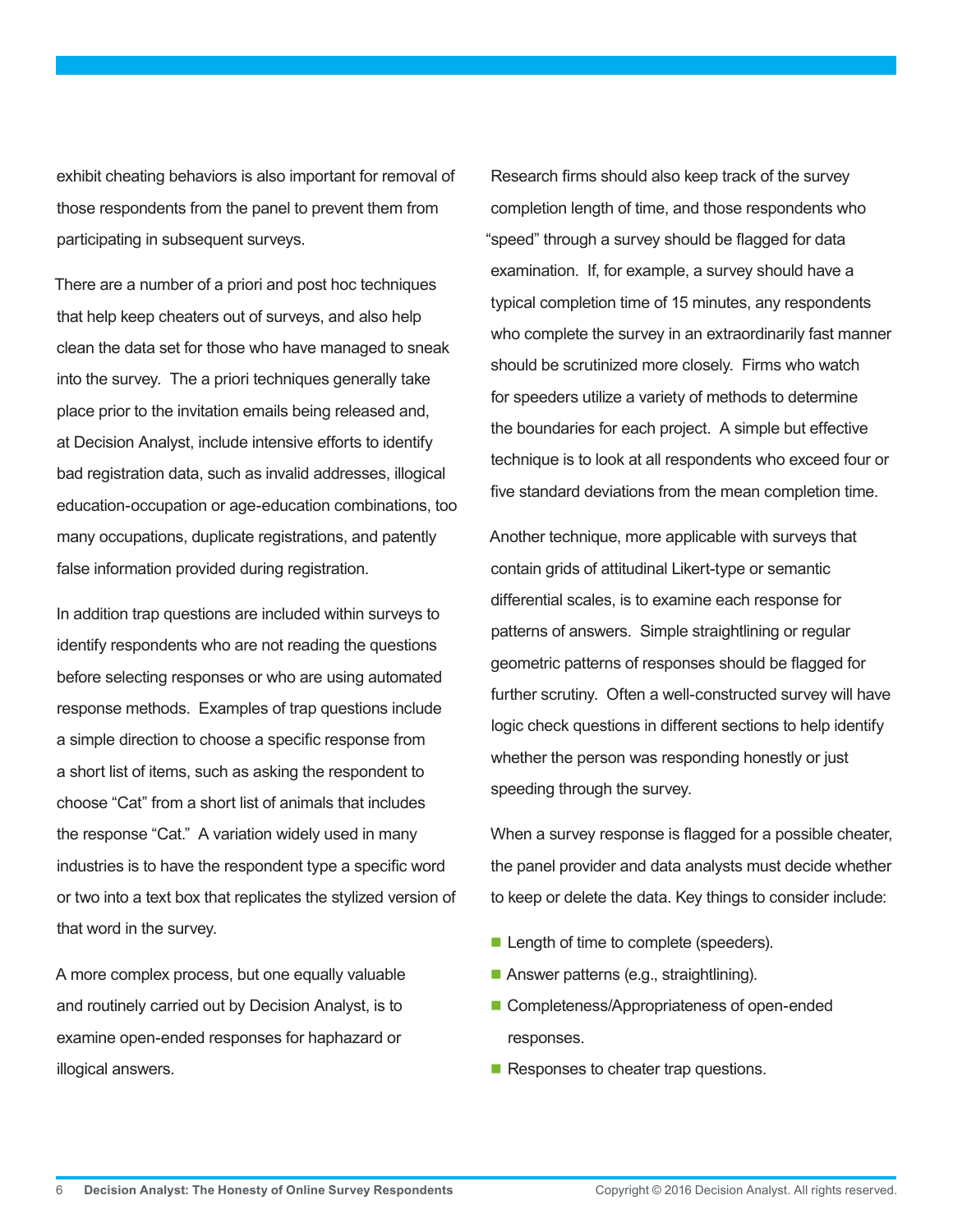exhibit cheating behaviors is also important for removal of those respondents from the panel to prevent them from participating in subsequent surveys.

There are a number of a priori and post hoc techniques that help keep cheaters out of surveys, and also help clean the data set for those who have managed to sneak into the survey. The a priori techniques generally take place prior to the invitation emails being released and, at Decision Analyst, include intensive efforts to identify bad registration data, such as invalid addresses, illogical education-occupation or age-education combinations, too many occupations, duplicate registrations, and patently false information provided during registration.

In addition trap questions are included within surveys to identify respondents who are not reading the questions before selecting responses or who are using automated response methods. Examples of trap questions include a simple direction to choose a specific response from a short list of items, such as asking the respondent to choose "Cat" from a short list of animals that includes the response "Cat." A variation widely used in many industries is to have the respondent type a specific word or two into a text box that replicates the stylized version of that word in the survey.

A more complex process, but one equally valuable and routinely carried out by Decision Analyst, is to examine open-ended responses for haphazard or illogical answers.

Research firms should also keep track of the survey completion length of time, and those respondents who "speed" through a survey should be flagged for data examination. If, for example, a survey should have a typical completion time of 15 minutes, any respondents who complete the survey in an extraordinarily fast manner should be scrutinized more closely. Firms who watch for speeders utilize a variety of methods to determine the boundaries for each project. A simple but effective technique is to look at all respondents who exceed four or five standard deviations from the mean completion time.

Another technique, more applicable with surveys that contain grids of attitudinal Likert-type or semantic differential scales, is to examine each response for patterns of answers. Simple straightlining or regular geometric patterns of responses should be flagged for further scrutiny. Often a well-constructed survey will have logic check questions in different sections to help identify whether the person was responding honestly or just speeding through the survey.

When a survey response is flagged for a possible cheater, the panel provider and data analysts must decide whether to keep or delete the data. Key things to consider include:

- Length of time to complete (speeders).
- Answer patterns (e.g., straightlining).
- Completeness/Appropriateness of open-ended responses.
- Responses to cheater trap questions.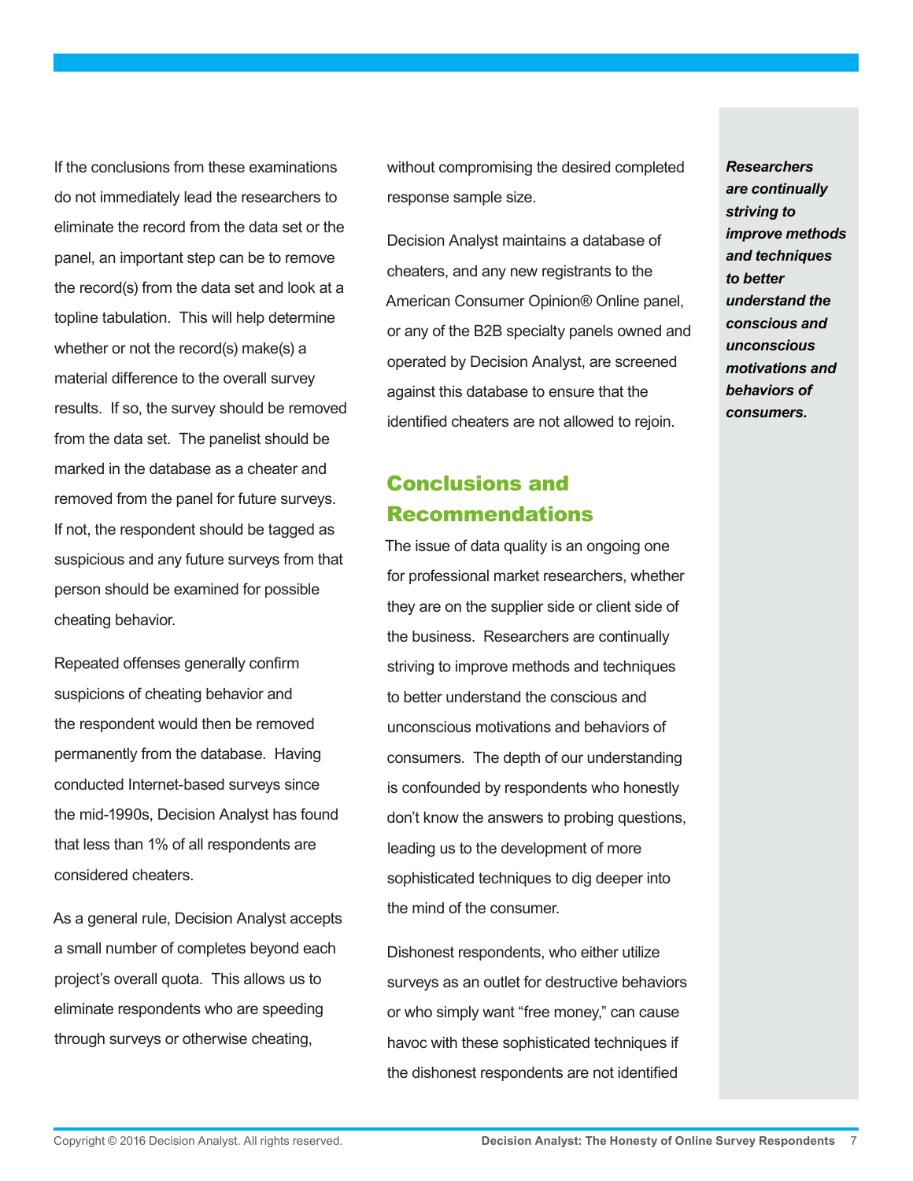If the conclusions from these examinations do not immediately lead the researchers to eliminate the record from the data set or the panel, an important step can be to remove the record(s) from the data set and look at a topline tabulation. This will help determine whether or not the record(s) make(s) a material difference to the overall survey results. If so, the survey should be removed from the data set. The panelist should be marked in the database as a cheater and removed from the panel for future surveys. If not, the respondent should be tagged as suspicious and any future surveys from that person should be examined for possible cheating behavior.

Repeated offenses generally confirm suspicions of cheating behavior and the respondent would then be removed permanently from the database. Having conducted Internet-based surveys since the mid-1990s, Decision Analyst has found that less than 1% of all respondents are considered cheaters.

As a general rule, Decision Analyst accepts a small number of completes beyond each project's overall quota. This allows us to eliminate respondents who are speeding through surveys or otherwise cheating, without compromising the desired completed response sample size.

Decision Analyst maintains a database of cheaters, and any new registrants to the American Consumer Opinion® Online panel, or any of the B2B specialty panels owned and operated by Decision Analyst, are screened against this database to ensure that the identified cheaters are not allowed to rejoin.

## Conclusions and Recommendations

The issue of data quality is an ongoing one for professional market researchers, whether they are on the supplier side or client side of the business. Researchers are continually striving to improve methods and techniques to better understand the conscious and unconscious motivations and behaviors of consumers. The depth of our understanding is confounded by respondents who honestly don't know the answers to probing questions, leading us to the development of more sophisticated techniques to dig deeper into the mind of the consumer.

Dishonest respondents, who either utilize surveys as an outlet for destructive behaviors or who simply want "free money," can cause havoc with these sophisticated techniques if the dishonest respondents are not identified

***Researchers are continually striving to improve methods and techniques to better understand the conscious and unconscious motivations and behaviors of consumers.***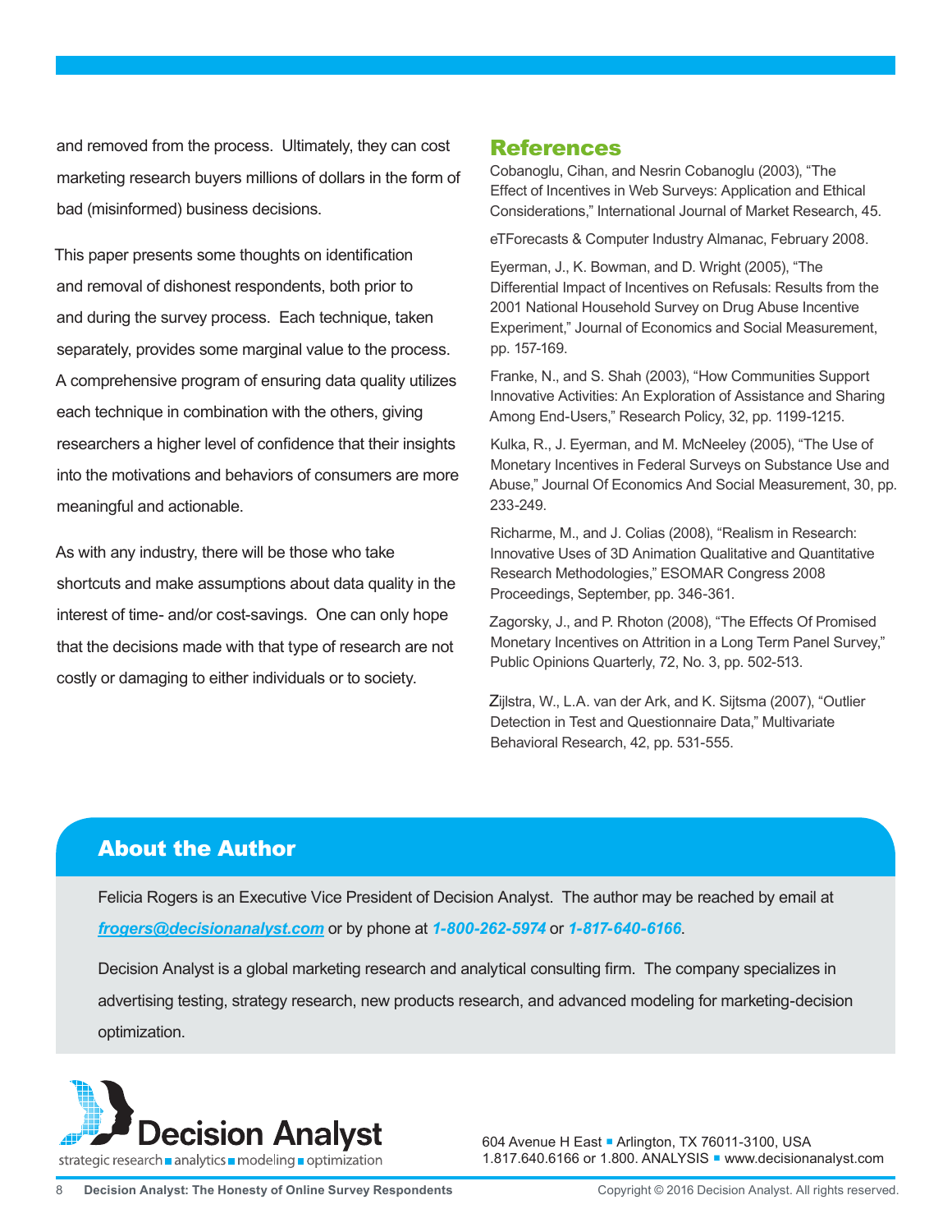and removed from the process. Ultimately, they can cost marketing research buyers millions of dollars in the form of bad (misinformed) business decisions.

This paper presents some thoughts on identification and removal of dishonest respondents, both prior to and during the survey process. Each technique, taken separately, provides some marginal value to the process. A comprehensive program of ensuring data quality utilizes each technique in combination with the others, giving researchers a higher level of confidence that their insights into the motivations and behaviors of consumers are more meaningful and actionable.

As with any industry, there will be those who take shortcuts and make assumptions about data quality in the interest of time- and/or cost-savings. One can only hope that the decisions made with that type of research are not costly or damaging to either individuals or to society.

## References

Cobanoglu, Cihan, and Nesrin Cobanoglu (2003), "The Effect of Incentives in Web Surveys: Application and Ethical Considerations," International Journal of Market Research, 45.

eTForecasts & Computer Industry Almanac, February 2008.

Eyerman, J., K. Bowman, and D. Wright (2005), "The Differential Impact of Incentives on Refusals: Results from the 2001 National Household Survey on Drug Abuse Incentive Experiment," Journal of Economics and Social Measurement, pp. 157-169.

Franke, N., and S. Shah (2003), "How Communities Support Innovative Activities: An Exploration of Assistance and Sharing Among End-Users," Research Policy, 32, pp. 1199-1215.

Kulka, R., J. Eyerman, and M. McNeeley (2005), "The Use of Monetary Incentives in Federal Surveys on Substance Use and Abuse," Journal Of Economics And Social Measurement, 30, pp. 233-249.

Richarme, M., and J. Colias (2008), "Realism in Research: Innovative Uses of 3D Animation Qualitative and Quantitative Research Methodologies," ESOMAR Congress 2008 Proceedings, September, pp. 346-361.

Zagorsky, J., and P. Rhoton (2008), "The Effects Of Promised Monetary Incentives on Attrition in a Long Term Panel Survey," Public Opinions Quarterly, 72, No. 3, pp. 502-513.

Zijlstra, W., L.A. van der Ark, and K. Sijtsma (2007), "Outlier Detection in Test and Questionnaire Data," Multivariate Behavioral Research, 42, pp. 531-555.

## About the Author

Felicia Rogers is an Executive Vice President of Decision Analyst. The author may be reached by email at ***frogers@decisionanalyst.com*** or by phone at ***1-800-262-5974*** or ***1-817-640-6166***.

Decision Analyst is a global marketing research and analytical consulting firm. The company specializes in advertising testing, strategy research, new products research, and advanced modeling for marketing-decision optimization.

Decision Analyst
strategic research ▪ analytics ▪ modeling ▪ optimization

604 Avenue H East ▪ Arlington, TX 76011-3100, USA
1.817.640.6166 or 1.800. ANALYSIS ▪ www.decisionanalyst.com

Copyright © 2016 Decision Analyst. All rights reserved.